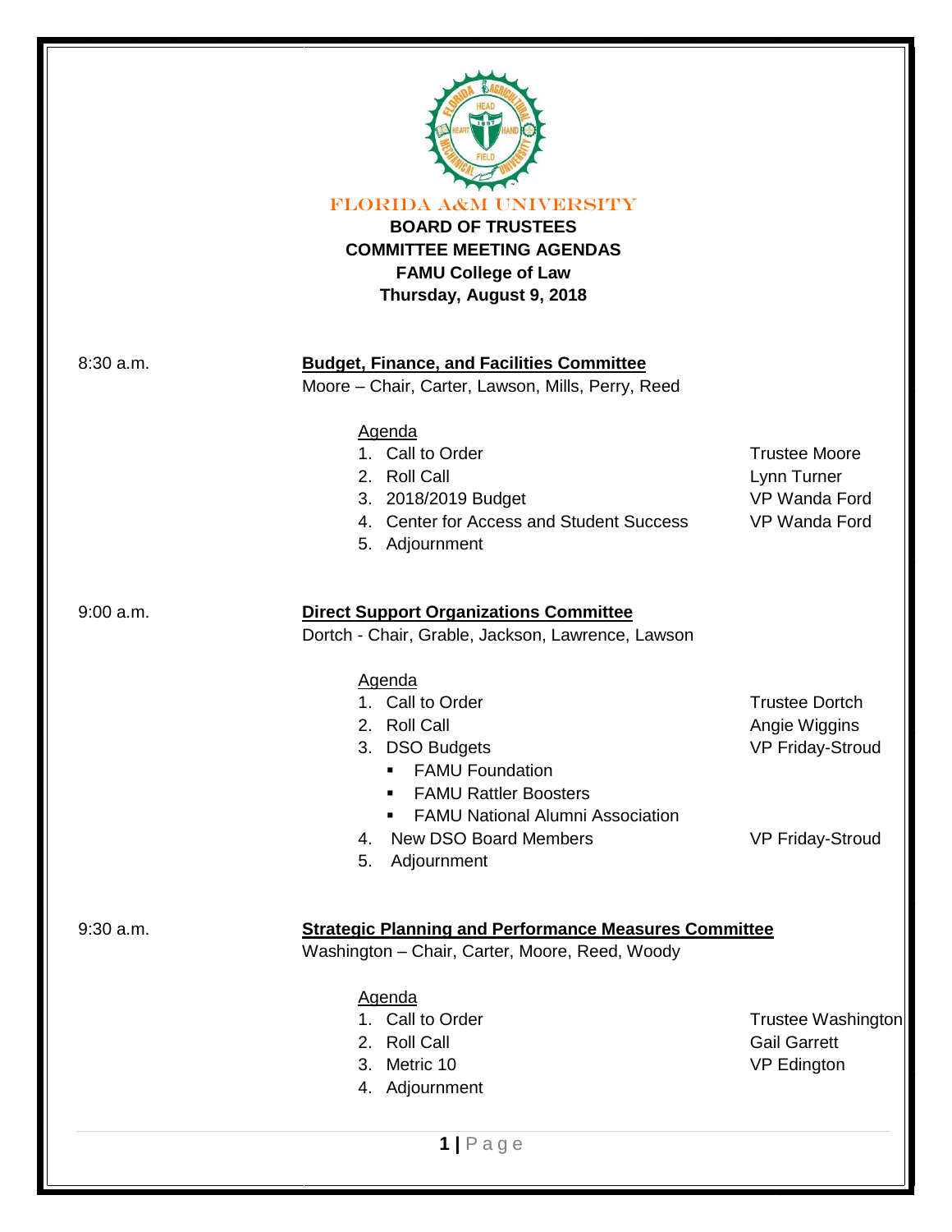FLORIDA A&M UNIVERSITY

# BOARD OF TRUSTEES
## COMMITTEE MEETING AGENDAS
**FAMU College of Law**
**Thursday, August 9, 2018**

8:30 a.m.

**Budget, Finance, and Facilities Committee**
Moore – Chair, Carter, Lawson, Mills, Perry, Reed

Agenda

1. Call to Order — Trustee Moore
2. Roll Call — Lynn Turner
3. 2018/2019 Budget — VP Wanda Ford
4. Center for Access and Student Success — VP Wanda Ford
5. Adjournment

9:00 a.m.

**Direct Support Organizations Committee**
Dortch - Chair, Grable, Jackson, Lawrence, Lawson

Agenda

1. Call to Order — Trustee Dortch
2. Roll Call — Angie Wiggins
3. DSO Budgets — VP Friday-Stroud
   - FAMU Foundation
   - FAMU Rattler Boosters
   - FAMU National Alumni Association
4. New DSO Board Members — VP Friday-Stroud
5. Adjournment

9:30 a.m.

**Strategic Planning and Performance Measures Committee**
Washington – Chair, Carter, Moore, Reed, Woody

Agenda

1. Call to Order — Trustee Washington
2. Roll Call — Gail Garrett
3. Metric 10 — VP Edington
4. Adjournment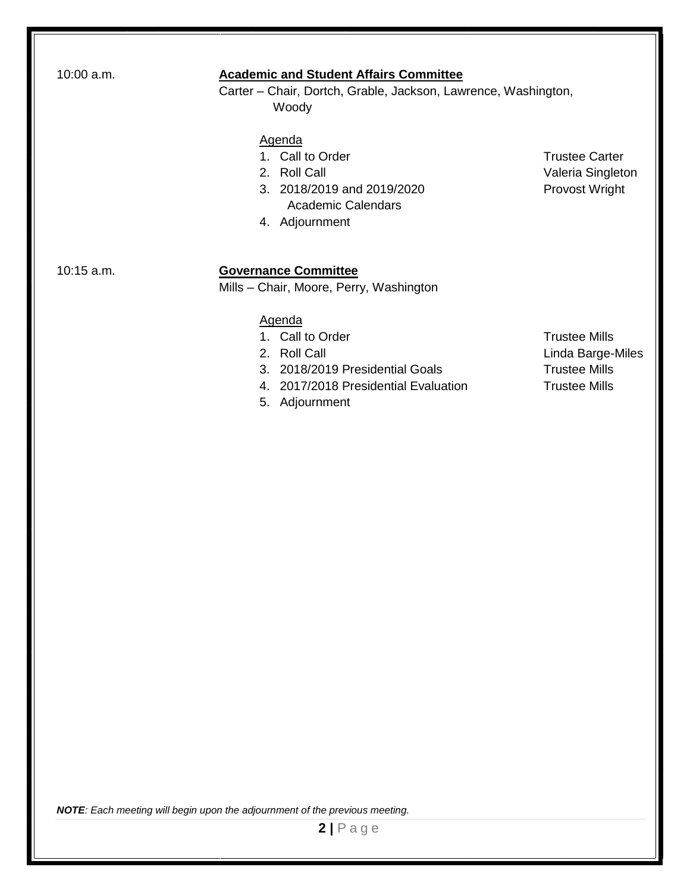10:00 a.m.

**Academic and Student Affairs Committee**

Carter – Chair, Dortch, Grable, Jackson, Lawrence, Washington, Woody

Agenda

| Item | Presenter |
| --- | --- |
| 1. Call to Order | Trustee Carter |
| 2. Roll Call | Valeria Singleton |
| 3. 2018/2019 and 2019/2020 Academic Calendars | Provost Wright |
| 4. Adjournment | |

10:15 a.m.

**Governance Committee**

Mills – Chair, Moore, Perry, Washington

Agenda

| Item | Presenter |
| --- | --- |
| 1. Call to Order | Trustee Mills |
| 2. Roll Call | Linda Barge-Miles |
| 3. 2018/2019 Presidential Goals | Trustee Mills |
| 4. 2017/2018 Presidential Evaluation | Trustee Mills |
| 5. Adjournment | |

***NOTE****: Each meeting will begin upon the adjournment of the previous meeting.*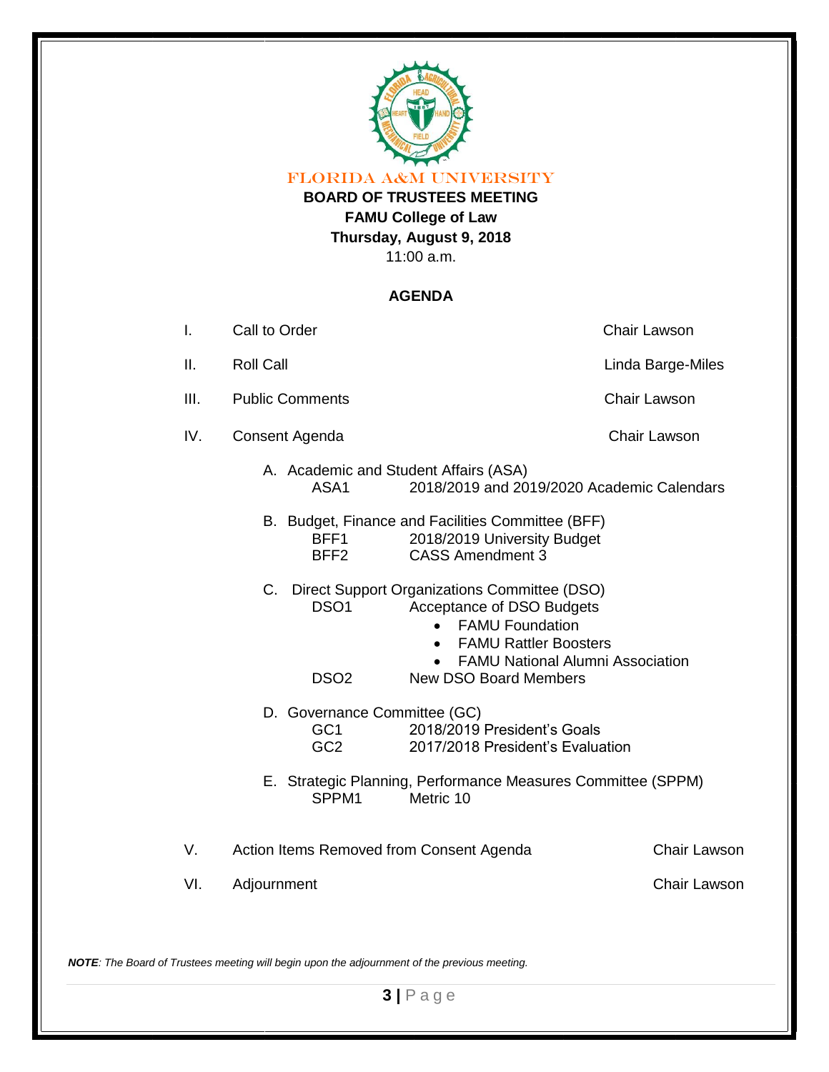FLORIDA A&M UNIVERSITY

**BOARD OF TRUSTEES MEETING**

**FAMU College of Law**

**Thursday, August 9, 2018**

11:00 a.m.

## AGENDA

| | | |
|---|---|---|
| I. | Call to Order | Chair Lawson |
| II. | Roll Call | Linda Barge-Miles |
| III. | Public Comments | Chair Lawson |
| IV. | Consent Agenda | Chair Lawson |

A. Academic and Student Affairs (ASA)
- ASA1 — 2018/2019 and 2019/2020 Academic Calendars

B. Budget, Finance and Facilities Committee (BFF)
- BFF1 — 2018/2019 University Budget
- BFF2 — CASS Amendment 3

C. Direct Support Organizations Committee (DSO)
- DSO1 — Acceptance of DSO Budgets
  - FAMU Foundation
  - FAMU Rattler Boosters
  - FAMU National Alumni Association
- DSO2 — New DSO Board Members

D. Governance Committee (GC)
- GC1 — 2018/2019 President's Goals
- GC2 — 2017/2018 President's Evaluation

E. Strategic Planning, Performance Measures Committee (SPPM)
- SPPM1 — Metric 10

| | | |
|---|---|---|
| V. | Action Items Removed from Consent Agenda | Chair Lawson |
| VI. | Adjournment | Chair Lawson |

***NOTE**: The Board of Trustees meeting will begin upon the adjournment of the previous meeting.*